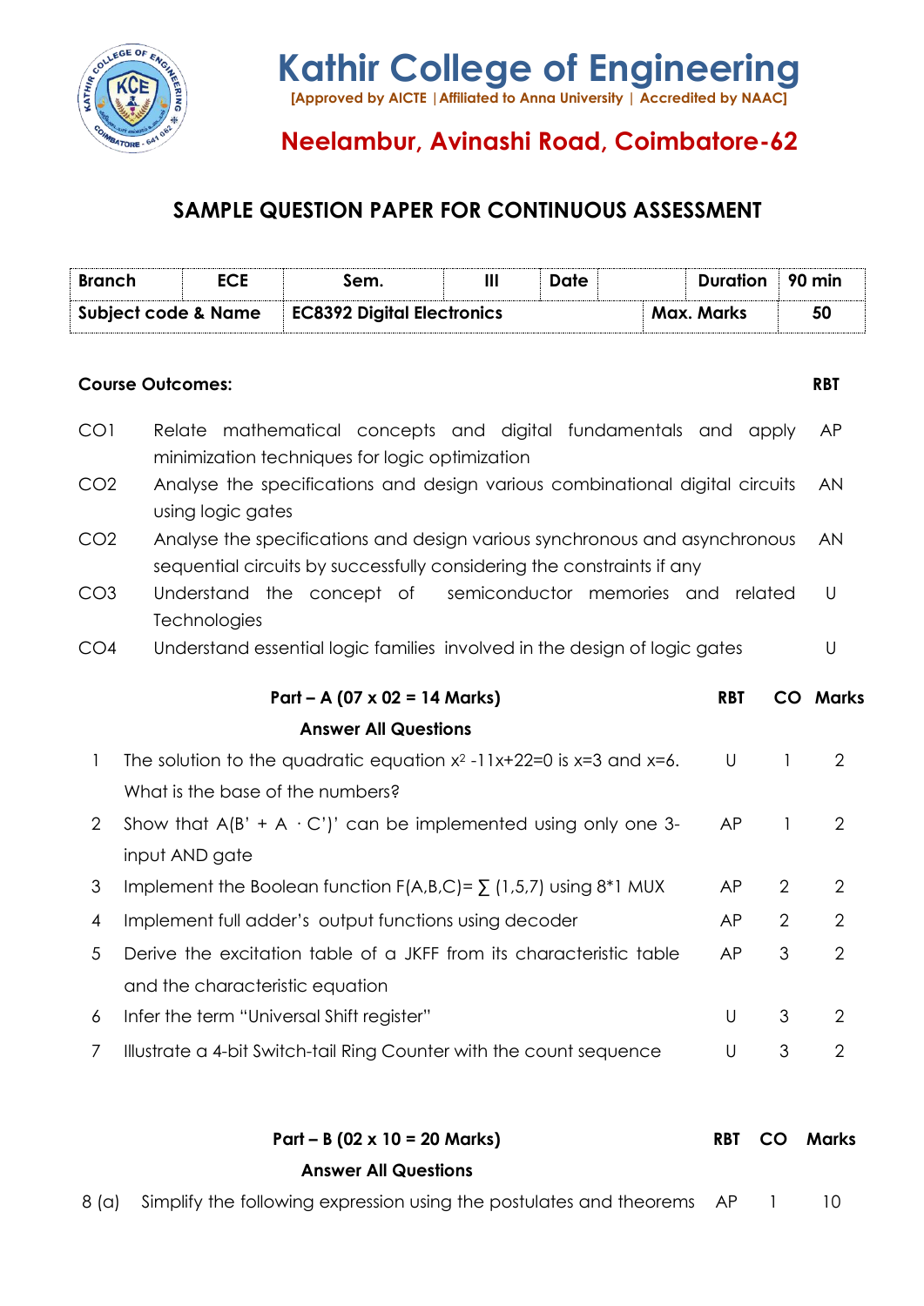# Kathir College of Engineering

**[Approved by AICTE | Affiliated to Anna University | Accredited by NAAC]**

## Neelambur, Avinashi Road, Coimbatore-62

## SAMPLE QUESTION PAPER FOR CONTINUOUS ASSESSMENT

| **Branch** | **ECE** | **Sem.** | **III** | **Date** | | **Duration** | **90 min** |
|---|---|---|---|---|---|---|---|
| **Subject code & Name** | | **EC8392 Digital Electronics** | | | | **Max. Marks** | **50** |

**Course Outcomes:**

| | | **RBT** |
|---|---|---|
| CO1 | Relate mathematical concepts and digital fundamentals and apply minimization techniques for logic optimization | AP |
| CO2 | Analyse the specifications and design various combinational digital circuits using logic gates | AN |
| CO2 | Analyse the specifications and design various synchronous and asynchronous sequential circuits by successfully considering the constraints if any | AN |
| CO3 | Understand the concept of semiconductor memories and related Technologies | U |
| CO4 | Understand essential logic families involved in the design of logic gates | U |

**Part – A (07 x 02 = 14 Marks)**

**Answer All Questions**

| | | **RBT** | **CO** | **Marks** |
|---|---|---|---|---|
| 1 | The solution to the quadratic equation $x^2 - 11x + 22 = 0$ is x=3 and x=6. What is the base of the numbers? | U | 1 | 2 |
| 2 | Show that $A(B' + A \cdot C')'$ can be implemented using only one 3-input AND gate | AP | 1 | 2 |
| 3 | Implement the Boolean function $F(A,B,C) = \sum (1,5,7)$ using 8*1 MUX | AP | 2 | 2 |
| 4 | Implement full adder's output functions using decoder | AP | 2 | 2 |
| 5 | Derive the excitation table of a JKFF from its characteristic table and the characteristic equation | AP | 3 | 2 |
| 6 | Infer the term "Universal Shift register" | U | 3 | 2 |
| 7 | Illustrate a 4-bit Switch-tail Ring Counter with the count sequence | U | 3 | 2 |

**Part – B (02 x 10 = 20 Marks)**

**Answer All Questions**

| | | **RBT** | **CO** | **Marks** |
|---|---|---|---|---|
| 8 (a) | Simplify the following expression using the postulates and theorems | AP | 1 | 10 |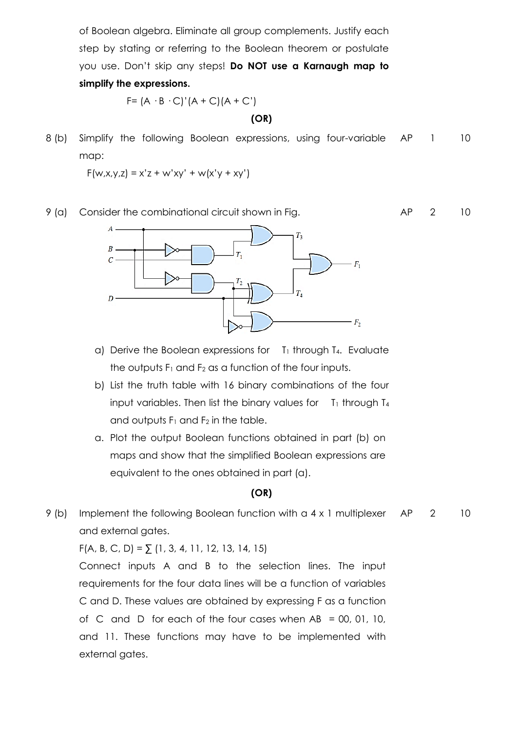of Boolean algebra. Eliminate all group complements. Justify each step by stating or referring to the Boolean theorem or postulate you use. Don't skip any steps! **Do NOT use a Karnaugh map to simplify the expressions.**

$$F = (A \cdot B \cdot C)'(A + C)(A + C')$$

**(OR)**

| | | | | |
|---|---|---|---|---|
| 8 (b) | Simplify the following Boolean expressions, using four-variable map: $F(w,x,y,z) = x'z + w'xy' + w(x'y + xy')$ | AP | 1 | 10 |
| 9 (a) | Consider the combinational circuit shown in Fig. | AP | 2 | 10 |

a) Derive the Boolean expressions for $T_1$ through $T_4$. Evaluate the outputs $F_1$ and $F_2$ as a function of the four inputs.

b) List the truth table with 16 binary combinations of the four input variables. Then list the binary values for $T_1$ through $T_4$ and outputs $F_1$ and $F_2$ in the table.

a. Plot the output Boolean functions obtained in part (b) on maps and show that the simplified Boolean expressions are equivalent to the ones obtained in part (a).

**(OR)**

| | | | | |
|---|---|---|---|---|
| 9 (b) | Implement the following Boolean function with a 4 x 1 multiplexer and external gates. $F(A, B, C, D) = \sum (1, 3, 4, 11, 12, 13, 14, 15)$ Connect inputs A and B to the selection lines. The input requirements for the four data lines will be a function of variables C and D. These values are obtained by expressing F as a function of C and D for each of the four cases when AB = 00, 01, 10, and 11. These functions may have to be implemented with external gates. | AP | 2 | 10 |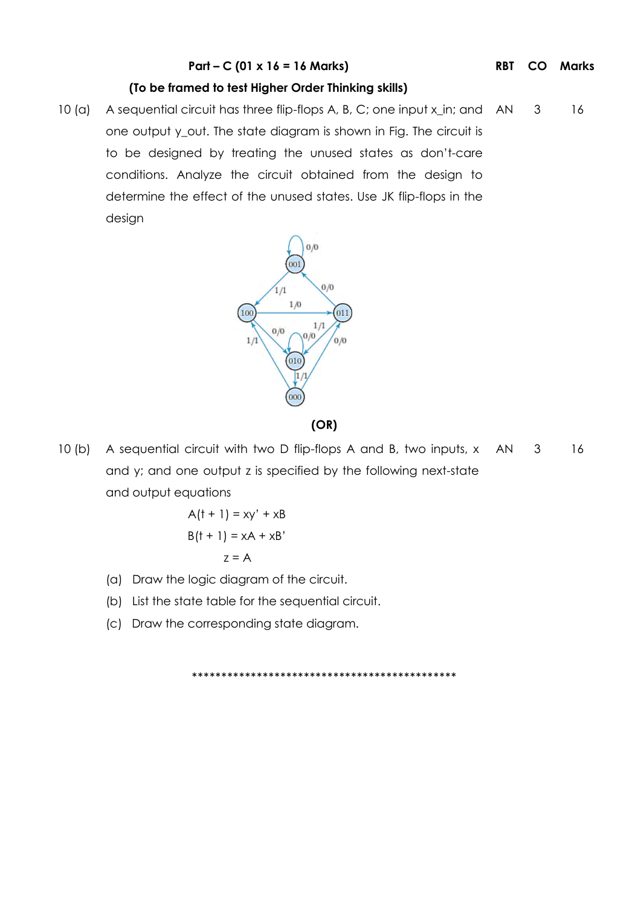**Part – C (01 x 16 = 16 Marks)**

**(To be framed to test Higher Order Thinking skills)**

| | | RBT | CO | Marks |
|---|---|---|---|---|
| 10 (a) | A sequential circuit has three flip-flops A, B, C; one input x_in; and one output y_out. The state diagram is shown in Fig. The circuit is to be designed by treating the unused states as don't-care conditions. Analyze the circuit obtained from the design to determine the effect of the unused states. Use JK flip-flops in the design | AN | 3 | 16 |

0/0
001
1/1
0/0
1/0
100
011
1/1
0/0
0/0
1/1
0/0
010
1/1
000

**(OR)**

| | | RBT | CO | Marks |
|---|---|---|---|---|
| 10 (b) | A sequential circuit with two D flip-flops A and B, two inputs, x and y; and one output z is specified by the following next-state and output equations | AN | 3 | 16 |

$$A(t + 1) = xy' + xB$$

$$B(t + 1) = xA + xB'$$

$$z = A$$

(a) Draw the logic diagram of the circuit.

(b) List the state table for the sequential circuit.

(c) Draw the corresponding state diagram.

**********************************************